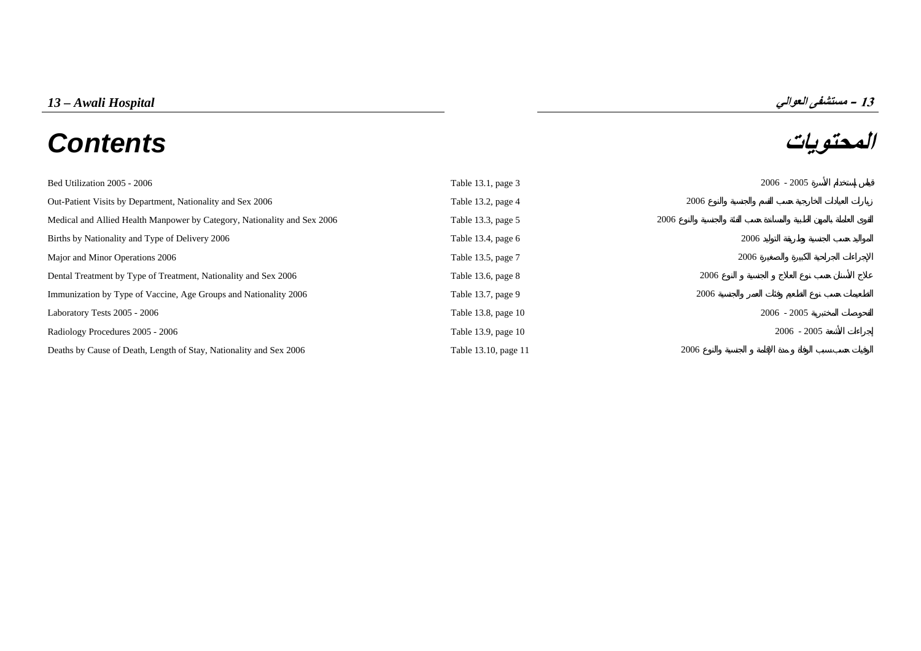# 13 – Awali Hospital

# 13 – مستشفى العوالي

## Contents

## المحتويات

| | | |
|---|---|---|
| Bed Utilization 2005 - 2006 | Table 13.1, page 3 | قياس إستخدام الأسرة 2005 - 2006 |
| Out-Patient Visits by Department, Nationality and Sex 2006 | Table 13.2, page 4 | زيارات العيادات الخارجية حسب القسم والجنسية والنوع 2006 |
| Medical and Allied Health Manpower by Category, Nationality and Sex 2006 | Table 13.3, page 5 | القوى العاملة بالمهن الطبية والمساندة حسب الفئة والجنسية والنوع 2006 |
| Births by Nationality and Type of Delivery 2006 | Table 13.4, page 6 | المواليد حسب الجنسية وطريقة التوليد 2006 |
| Major and Minor Operations 2006 | Table 13.5, page 7 | الإجراءات الجراحية الكبيرة والصغيرة 2006 |
| Dental Treatment by Type of Treatment, Nationality and Sex 2006 | Table 13.6, page 8 | علاج الأسنان حسب نوع العلاج و الجنسية و النوع 2006 |
| Immunization by Type of Vaccine, Age Groups and Nationality 2006 | Table 13.7, page 9 | التطعيمات حسب نوع التطعيم وفئات العمر والجنسية 2006 |
| Laboratory Tests 2005 - 2006 | Table 13.8, page 10 | الفحوصات المختبرية 2005 - 2006 |
| Radiology Procedures 2005 - 2006 | Table 13.9, page 10 | إجراءات الأشعة 2005 - 2006 |
| Deaths by Cause of Death, Length of Stay, Nationality and Sex 2006 | Table 13.10, page 11 | الوفيات حسب سبب الوفاة ومدة الإقامة و الجنسية والنوع 2006 |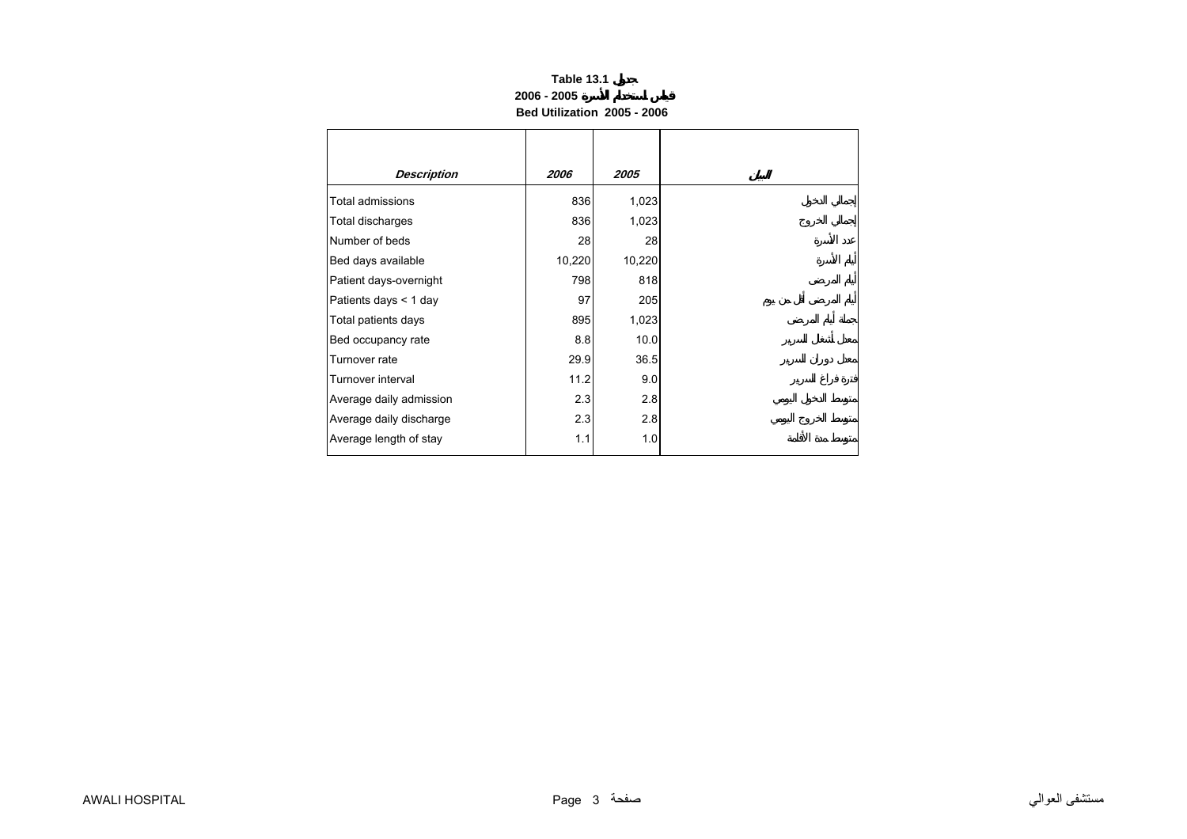**Table 13.1 جدول**

**2006 - 2005 قياس استخدام الأسرة**

**Bed Utilization 2005 - 2006**

| *Description* | *2006* | *2005* | البيان |
|---|---|---|---|
| Total admissions | 836 | 1,023 | إجمالي الدخول |
| Total discharges | 836 | 1,023 | إجمالي الخروج |
| Number of beds | 28 | 28 | عدد الأسرة |
| Bed days available | 10,220 | 10,220 | أيام الأسرة |
| Patient days-overnight | 798 | 818 | أيام المرضى |
| Patients days < 1 day | 97 | 205 | أيام المرضى أقل من يوم |
| Total patients days | 895 | 1,023 | جملة أيام المرضى |
| Bed occupancy rate | 8.8 | 10.0 | معدل أشغال السرير |
| Turnover rate | 29.9 | 36.5 | معدل دوران السرير |
| Turnover interval | 11.2 | 9.0 | فترة فراغ السرير |
| Average daily admission | 2.3 | 2.8 | متوسط الدخول اليومي |
| Average daily discharge | 2.3 | 2.8 | متوسط الخروج اليومي |
| Average length of stay | 1.1 | 1.0 | متوسط مدة الأقامة |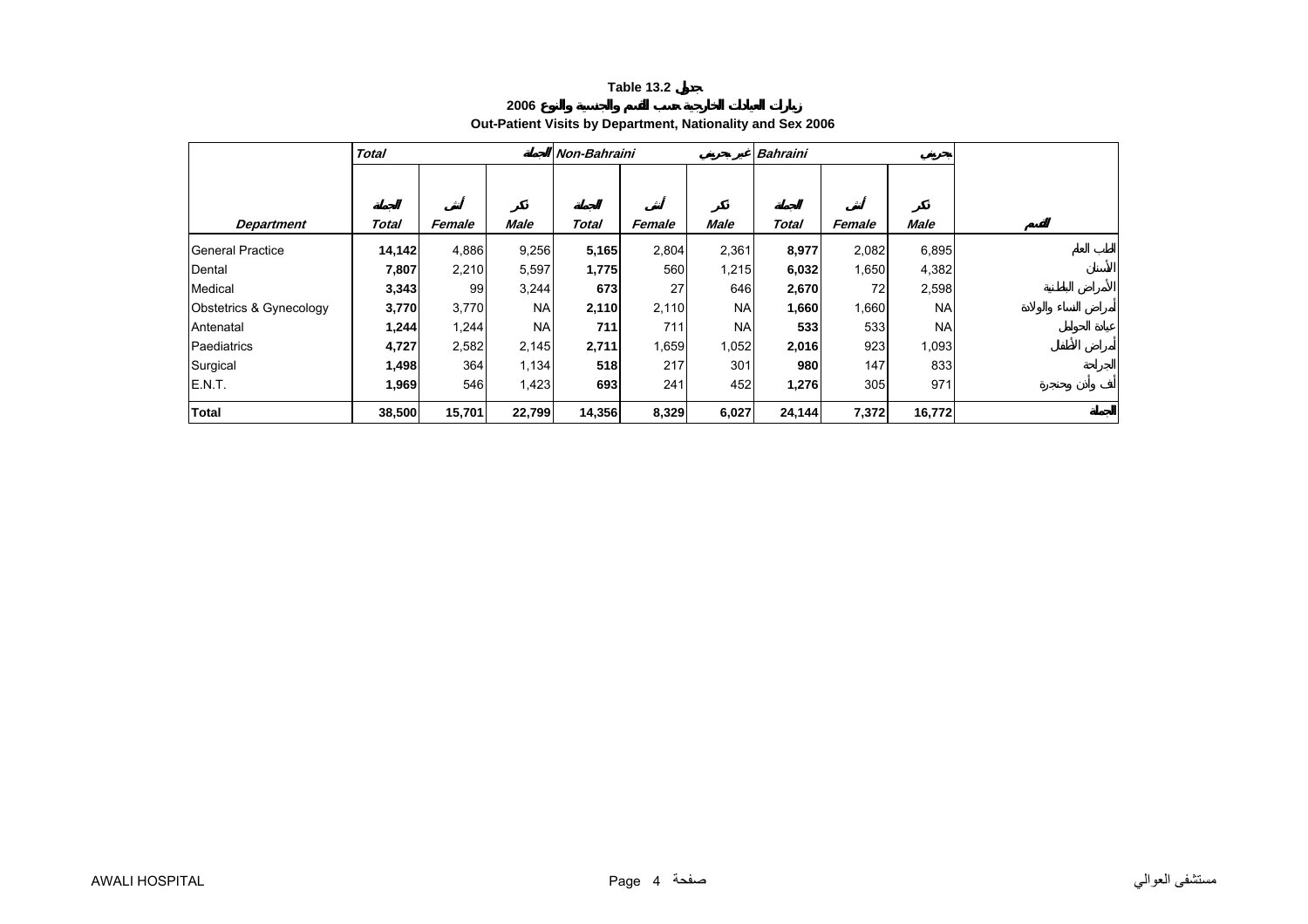**Table 13.2 جدول**

**زيارات العيادات الخارجية حسب القسم والجنسية والنوع 2006**

**Out-Patient Visits by Department, Nationality and Sex 2006**

| | *Total* | | الجملة | *Non-Bahraini* | | غير بحريني | *Bahraini* | | بحريني | |
|---|---|---|---|---|---|---|---|---|---|---|
| | الجملة | أنثى | ذكر | الجملة | أنثى | ذكر | الجملة | أنثى | ذكر | |
| ***Department*** | ***Total*** | ***Female*** | ***Male*** | ***Total*** | ***Female*** | ***Male*** | ***Total*** | ***Female*** | ***Male*** | القسم |
| General Practice | **14,142** | 4,886 | 9,256 | **5,165** | 2,804 | 2,361 | **8,977** | 2,082 | 6,895 | الطب العام |
| Dental | **7,807** | 2,210 | 5,597 | **1,775** | 560 | 1,215 | **6,032** | 1,650 | 4,382 | الأسنان |
| Medical | **3,343** | 99 | 3,244 | **673** | 27 | 646 | **2,670** | 72 | 2,598 | الأمراض الباطنية |
| Obstetrics & Gynecology | **3,770** | 3,770 | NA | **2,110** | 2,110 | NA | **1,660** | 1,660 | NA | أمراض النساء والولادة |
| Antenatal | **1,244** | 1,244 | NA | **711** | 711 | NA | **533** | 533 | NA | عيادة الحوامل |
| Paediatrics | **4,727** | 2,582 | 2,145 | **2,711** | 1,659 | 1,052 | **2,016** | 923 | 1,093 | أمراض الأطفال |
| Surgical | **1,498** | 364 | 1,134 | **518** | 217 | 301 | **980** | 147 | 833 | الجراحة |
| E.N.T. | **1,969** | 546 | 1,423 | **693** | 241 | 452 | **1,276** | 305 | 971 | أنف وأذن وحنجرة |
| **Total** | **38,500** | **15,701** | **22,799** | **14,356** | **8,329** | **6,027** | **24,144** | **7,372** | **16,772** | الجملة |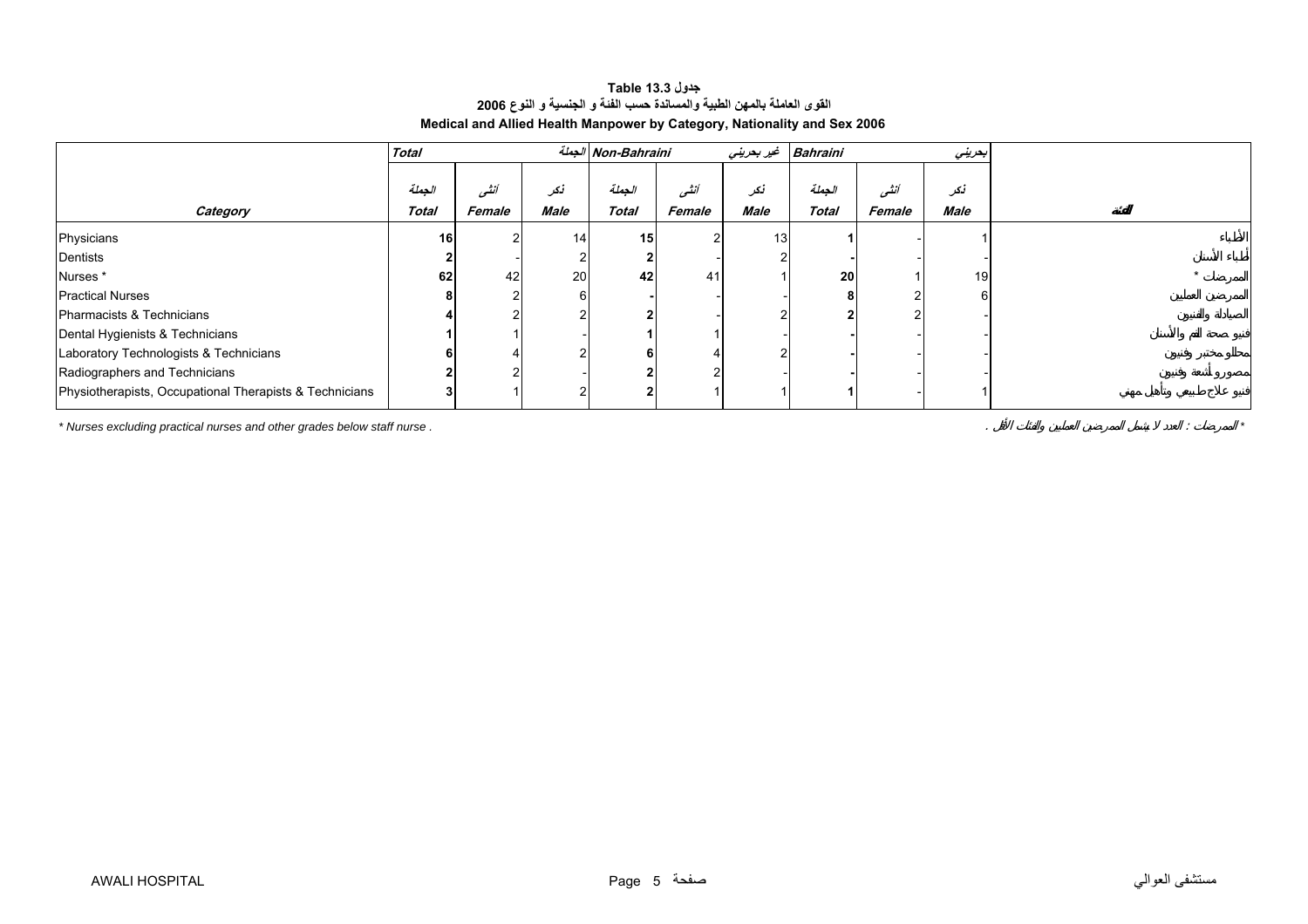**جدول 13.3 Table**

**القوى العاملة بالمهن الطبية والمساندة حسب الفئة و الجنسية و النوع 2006**

**Medical and Allied Health Manpower by Category, Nationality and Sex 2006**

| | *Total* | | الجملة | *Non-Bahraini* | | غير بحريني | *Bahraini* | | بحريني | |
|---|---|---|---|---|---|---|---|---|---|---|
| *Category* | الجملة *Total* | أنثى *Female* | ذكر *Male* | الجملة *Total* | أنثى *Female* | ذكر *Male* | الجملة *Total* | أنثى *Female* | ذكر *Male* | الفئة |
| Physicians | **16** | 2 | 14 | **15** | 2 | 13 | **1** | - | 1 | الأطباء |
| Dentists | **2** | - | 2 | **2** | - | 2 | **-** | - | - | أطباء الأسنان |
| Nurses * | **62** | 42 | 20 | **42** | 41 | 1 | **20** | 1 | 19 | الممرضات * |
| Practical Nurses | **8** | 2 | 6 | **-** | - | - | **8** | 2 | 6 | الممرضين العمليين |
| Pharmacists & Technicians | **4** | 2 | 2 | **2** | - | 2 | **2** | 2 | - | الصيادلة والفنيين |
| Dental Hygienists & Technicians | **1** | 1 | - | **1** | 1 | - | **-** | - | - | فنيو صحة الفم والأسنان |
| Laboratory Technologists & Technicians | **6** | 4 | 2 | **6** | 4 | 2 | **-** | - | - | محللو مختبر وفنيون |
| Radiographers and Technicians | **2** | 2 | - | **2** | 2 | - | **-** | - | - | مصورو أشعة وفنيون |
| Physiotherapists, Occupational Therapists & Technicians | **3** | 1 | 2 | **2** | 1 | 1 | **1** | - | 1 | فنيو علاج طبيعي وتأهيل مهني |

*\* Nurses excluding practical nurses and other grades below staff nurse .*

*\* الممرضات : العدد لا يشمل الممرضين العمليين والفئات الأقل .*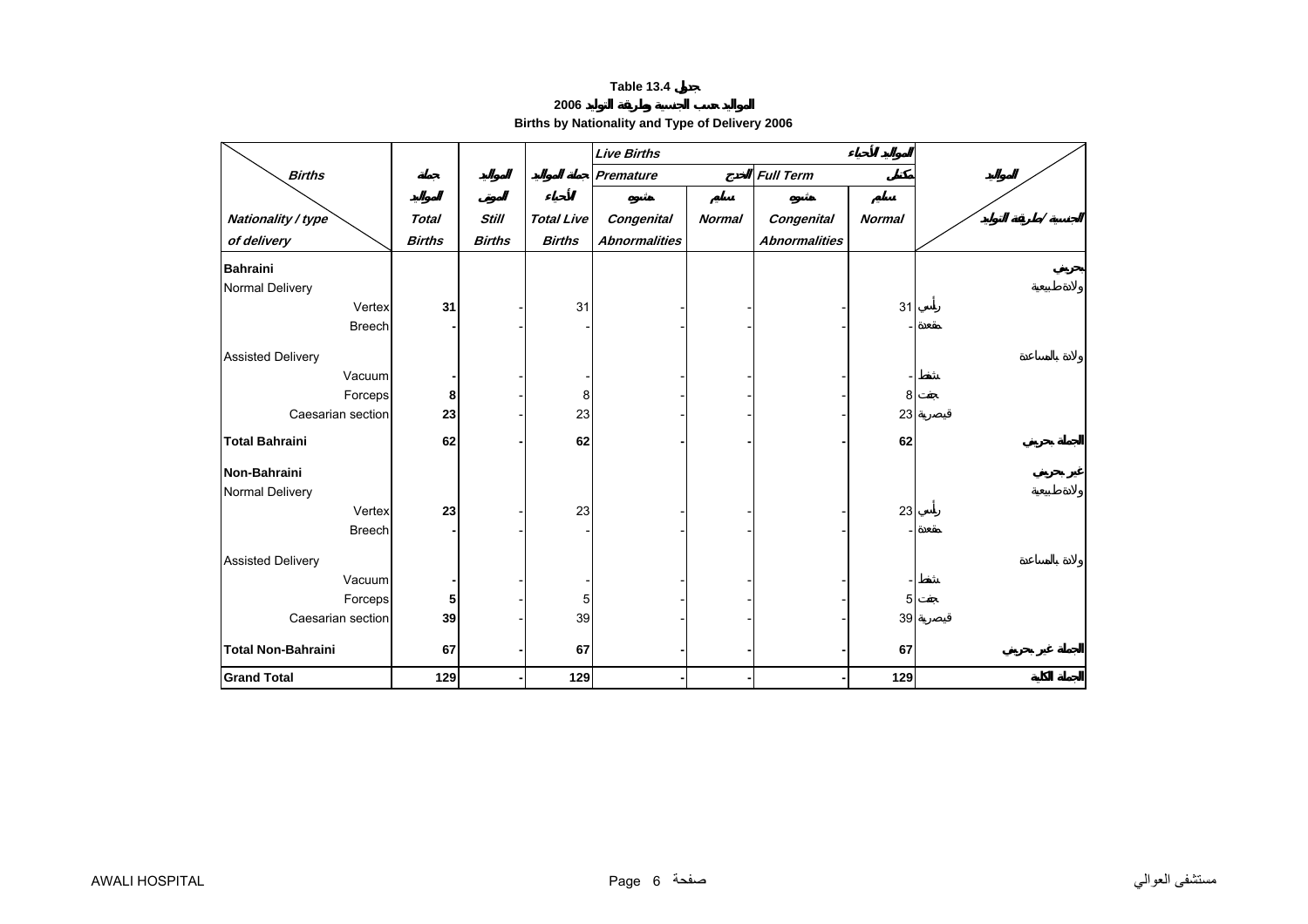**Table 13.4 جدول**

**2006 المواليد حسب الجنسية وطريقة التوليد**

**Births by Nationality and Type of Delivery 2006**

| Births / Nationality / type of delivery | Total Births جملة المواليد | Still Births المواليد الموتى | Total Live Births جملة المواليد الأحياء | Live Births المواليد الأحياء | | | | الجنسية / طريقة التوليد |
|---|---|---|---|---|---|---|---|---|
| | | | | Premature الخدج | | Full Term مكتمل | | |
| | | | | Congenital Abnormalities مشوه | Normal سليم | Congenital Abnormalities مشوه | Normal سليم | |
| **Bahraini** | | | | | | | | بحريني |
| Normal Delivery | | | | | | | | ولادة طبيعية |
| Vertex | **31** | - | 31 | - | - | - | 31 | رأسي |
| Breech | **-** | - | - | - | - | - | - | مقعدة |
| Assisted Delivery | | | | | | | | ولادة بالمساعدة |
| Vacuum | **-** | - | - | - | - | - | - | شفط |
| Forceps | **8** | - | 8 | - | - | - | 8 | جفت |
| Caesarian section | **23** | - | 23 | - | - | - | 23 | قيصرية |
| **Total Bahraini** | **62** | **-** | **62** | **-** | **-** | **-** | **62** | **الجملة بحريني** |
| **Non-Bahraini** | | | | | | | | غير بحريني |
| Normal Delivery | | | | | | | | ولادة طبيعية |
| Vertex | **23** | - | 23 | - | - | - | 23 | رأسي |
| Breech | **-** | - | - | - | - | - | - | مقعدة |
| Assisted Delivery | | | | | | | | ولادة بالمساعدة |
| Vacuum | **-** | - | - | - | - | - | - | شفط |
| Forceps | **5** | - | 5 | - | - | - | 5 | جفت |
| Caesarian section | **39** | - | 39 | - | - | - | 39 | قيصرية |
| **Total Non-Bahraini** | **67** | **-** | **67** | **-** | **-** | **-** | **67** | **الجملة غير بحريني** |
| **Grand Total** | **129** | **-** | **129** | **-** | **-** | **-** | **129** | **الجملة الكلية** |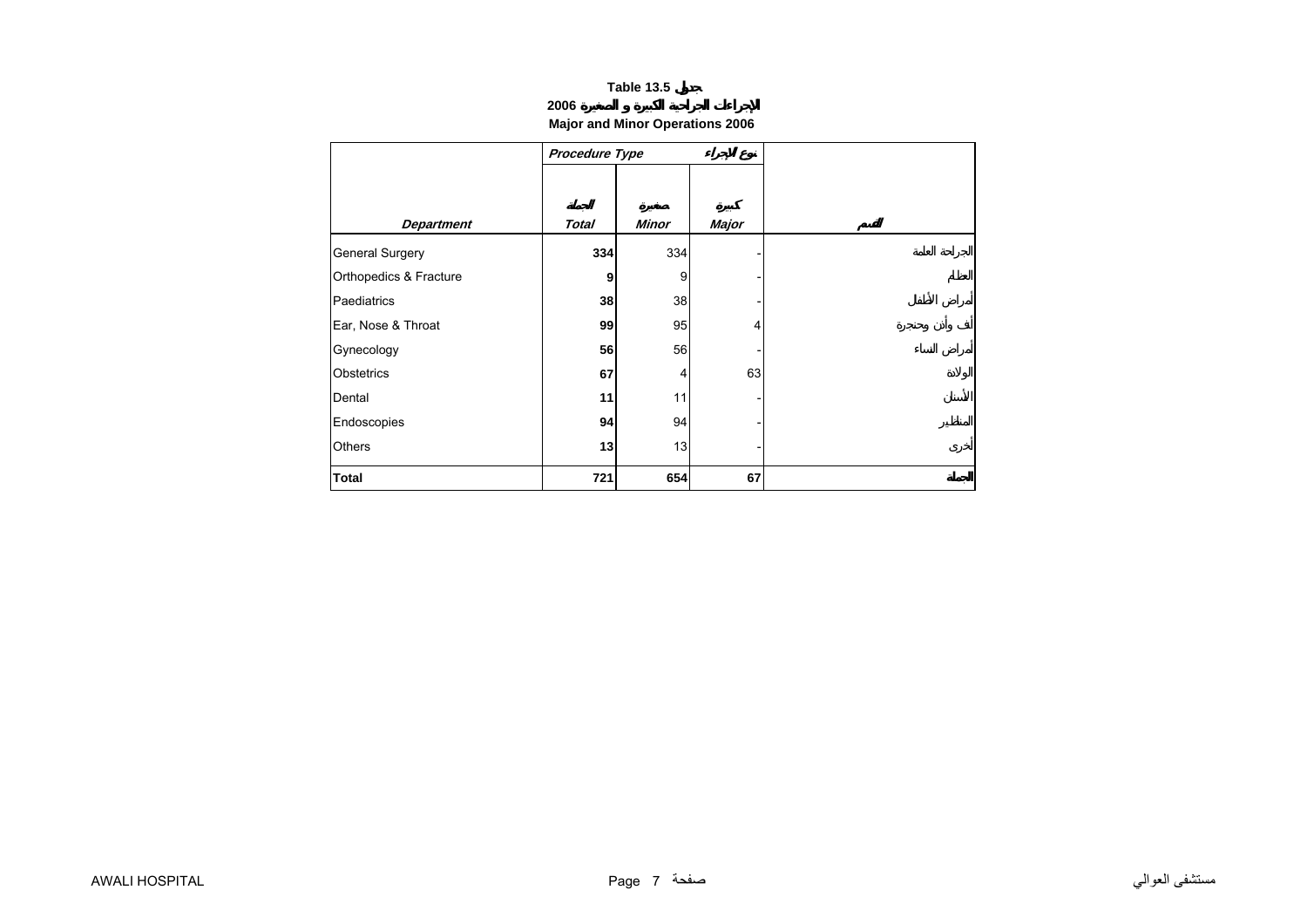# Table 13.5 جدول

## الإجراءات الجراحية الكبيرة و الصغيرة 2006

## Major and Minor Operations 2006

| | *Procedure Type* | نوع الإجراء | | |
|---|---|---|---|---|
| *Department* | *Total* الجملة | *Minor* صغيرة | *Major* كبيرة | القسم |
| General Surgery | **334** | 334 | - | الجراحة العامة |
| Orthopedics & Fracture | **9** | 9 | - | العظام |
| Paediatrics | **38** | 38 | - | أمراض الأطفال |
| Ear, Nose & Throat | **99** | 95 | 4 | أنف وأذن وحنجرة |
| Gynecology | **56** | 56 | - | أمراض النساء |
| Obstetrics | **67** | 4 | 63 | الولادة |
| Dental | **11** | 11 | - | الأسنان |
| Endoscopies | **94** | 94 | - | المناظير |
| Others | **13** | 13 | - | أخرى |
| **Total** | **721** | **654** | **67** | **الجملة** |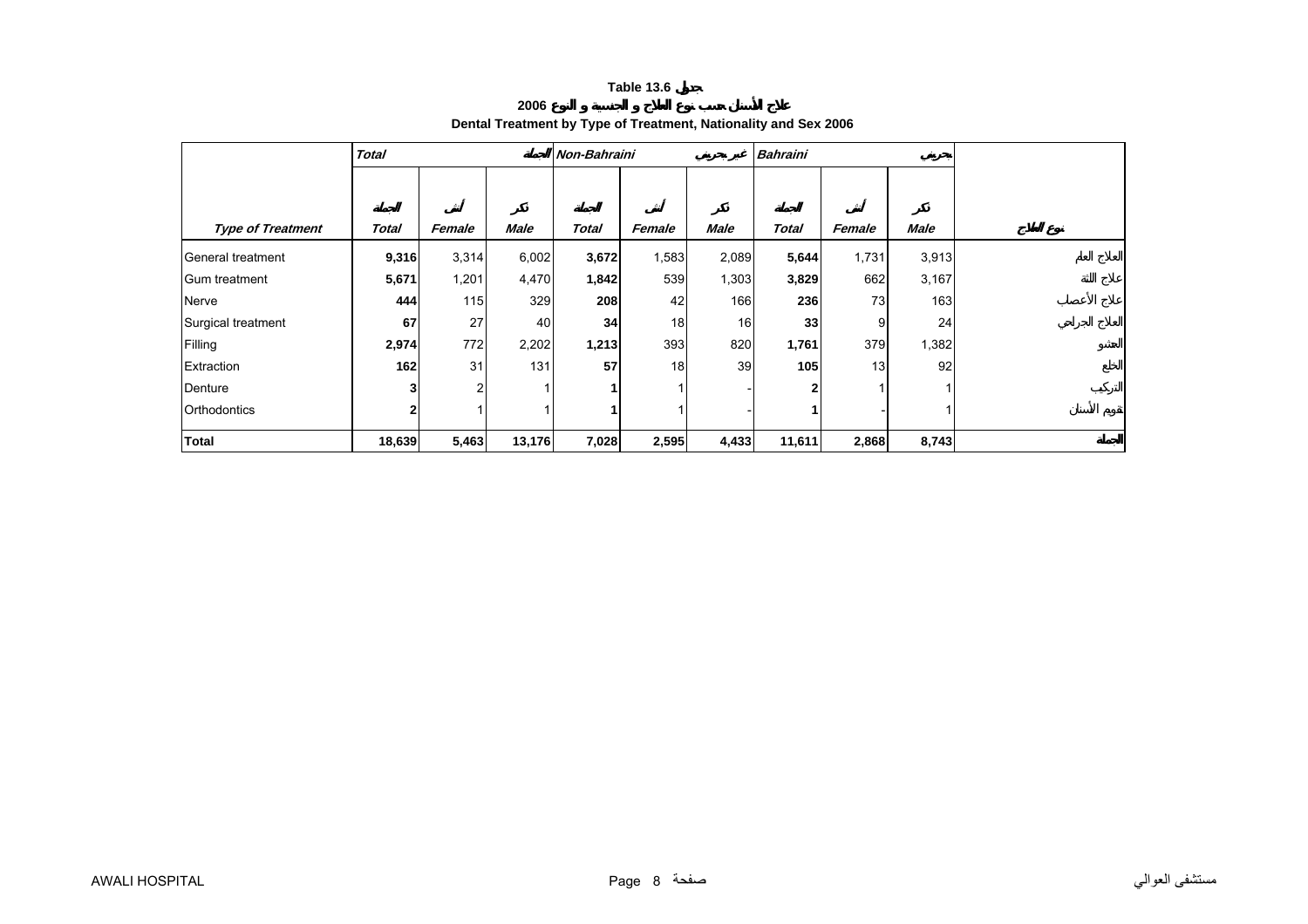# Table 13.6 جدول

## علاج الأسنان حسب نوع العلاج و الجنسية و النوع 2006

## Dental Treatment by Type of Treatment, Nationality and Sex 2006

| | Total | | الجملة | Non-Bahraini | | غير بحريني | Bahraini | | بحريني | |
|---|---|---|---|---|---|---|---|---|---|---|
| **Type of Treatment** | الجملة **Total** | أنثى **Female** | ذكر **Male** | الجملة **Total** | أنثى **Female** | ذكر **Male** | الجملة **Total** | أنثى **Female** | ذكر **Male** | نوع العلاج |
| General treatment | **9,316** | 3,314 | 6,002 | **3,672** | 1,583 | 2,089 | **5,644** | 1,731 | 3,913 | العلاج العام |
| Gum treatment | **5,671** | 1,201 | 4,470 | **1,842** | 539 | 1,303 | **3,829** | 662 | 3,167 | علاج اللثة |
| Nerve | **444** | 115 | 329 | **208** | 42 | 166 | **236** | 73 | 163 | علاج الأعصاب |
| Surgical treatment | **67** | 27 | 40 | **34** | 18 | 16 | **33** | 9 | 24 | العلاج الجراحي |
| Filling | **2,974** | 772 | 2,202 | **1,213** | 393 | 820 | **1,761** | 379 | 1,382 | الحشو |
| Extraction | **162** | 31 | 131 | **57** | 18 | 39 | **105** | 13 | 92 | الخلع |
| Denture | **3** | 2 | 1 | **1** | 1 | - | **2** | 1 | 1 | التركيب |
| Orthodontics | **2** | 1 | 1 | **1** | 1 | - | **1** | - | 1 | تقويم الأسنان |
| **Total** | **18,639** | **5,463** | **13,176** | **7,028** | **2,595** | **4,433** | **11,611** | **2,868** | **8,743** | الجملة |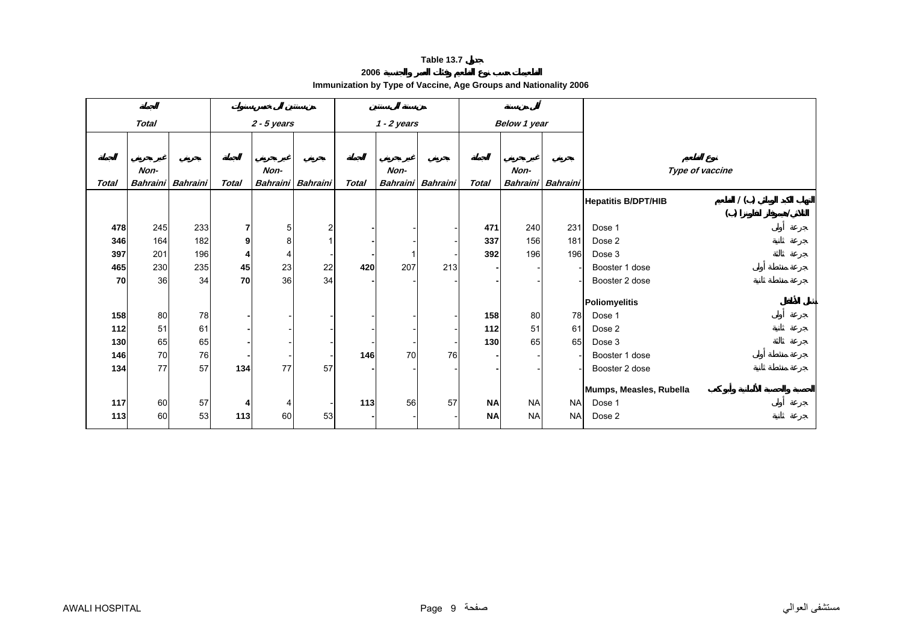**Table 13.7 جدول**

**التطعيمات حسب نوع التطعيم وفئات العمر والجنسية 2006**

**Immunization by Type of Vaccine, Age Groups and Nationality 2006**

| الجملة | | | من سنتين إلى خمس سنوات | | | من سنة إلى سنتين | | | أقل من سنة | | | | |
|---|---|---|---|---|---|---|---|---|---|---|---|---|---|
| *Total* | | | *2 - 5 years* | | | *1 - 2 years* | | | *Below 1 year* | | | | |
| الجملة *Total* | غير بحريني *Non-Bahraini* | بحريني *Bahraini* | الجملة *Total* | غير بحريني *Non-Bahraini* | بحريني *Bahraini* | الجملة *Total* | غير بحريني *Non-Bahraini* | بحريني *Bahraini* | الجملة *Total* | غير بحريني *Non-Bahraini* | بحريني *Bahraini* | *Type of vaccine* | نوع التطعيم |
| | | | | | | | | | | | | **Hepatitis B/DPT/HIB** | التهاب الكبد الوبائي (ب) / الثلاثي / هيموفلز انفلونزا (ب) |
| **478** | 245 | 233 | **7** | 5 | 2 | **-** | - | - | **471** | 240 | 231 | Dose 1 | جرعة أولى |
| **346** | 164 | 182 | **9** | 8 | 1 | **-** | - | - | **337** | 156 | 181 | Dose 2 | جرعة ثانية |
| **397** | 201 | 196 | **4** | 4 | - | **-** | 1 | - | **392** | 196 | 196 | Dose 3 | جرعة ثالثة |
| **465** | 230 | 235 | **45** | 23 | 22 | **420** | 207 | 213 | **-** | - | - | Booster 1 dose | جرعة منشطة أولى |
| **70** | 36 | 34 | **70** | 36 | 34 | **-** | - | - | **-** | - | - | Booster 2 dose | جرعة منشطة ثانية |
| | | | | | | | | | | | | **Poliomyelitis** | شلل الأطفال |
| **158** | 80 | 78 | **-** | - | - | **-** | - | - | **158** | 80 | 78 | Dose 1 | جرعة أولى |
| **112** | 51 | 61 | **-** | - | - | **-** | - | - | **112** | 51 | 61 | Dose 2 | جرعة ثانية |
| **130** | 65 | 65 | **-** | - | - | **-** | - | - | **130** | 65 | 65 | Dose 3 | جرعة ثالثة |
| **146** | 70 | 76 | **-** | - | - | **146** | 70 | 76 | **-** | - | - | Booster 1 dose | جرعة منشطة أولى |
| **134** | 77 | 57 | **134** | 77 | 57 | **-** | - | - | **-** | - | - | Booster 2 dose | جرعة منشطة ثانية |
| | | | | | | | | | | | | **Mumps, Measles, Rubella** | الحصبة والحصبة الألمانية وأبو كعب |
| **117** | 60 | 57 | **4** | 4 | - | **113** | 56 | 57 | **NA** | NA | NA | Dose 1 | جرعة أولى |
| **113** | 60 | 53 | **113** | 60 | 53 | **-** | - | - | **NA** | NA | NA | Dose 2 | جرعة ثانية |

AWALI HOSPITAL مستشفى العوالي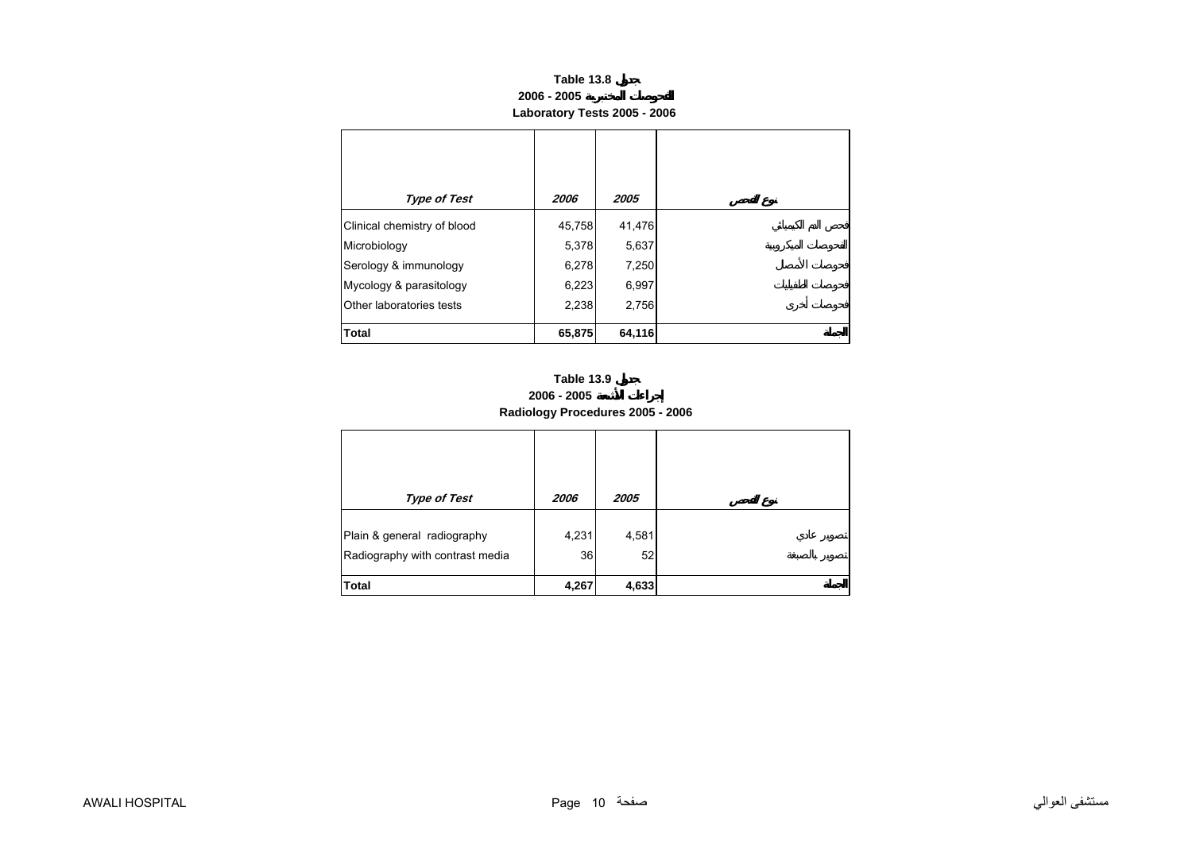**Table 13.8 جدول**

**2006 - 2005 الفحوصات المختبرية**

**Laboratory Tests 2005 - 2006**

| *Type of Test* | *2006* | *2005* | نوع الفحص |
|---|---|---|---|
| Clinical chemistry of blood | 45,758 | 41,476 | فحص الدم الكيميائي |
| Microbiology | 5,378 | 5,637 | الفحوصات الميكروبية |
| Serology & immunology | 6,278 | 7,250 | فحوصات الأمصال |
| Mycology & parasitology | 6,223 | 6,997 | فحوصات الطفيليات |
| Other laboratories tests | 2,238 | 2,756 | فحوصات أخرى |
| **Total** | **65,875** | **64,116** | **الجملة** |

**Table 13.9 جدول**

**2006 - 2005 إجراءات الأشعة**

**Radiology Procedures 2005 - 2006**

| *Type of Test* | *2006* | *2005* | نوع الفحص |
|---|---|---|---|
| Plain & general radiography | 4,231 | 4,581 | تصوير عادي |
| Radiography with contrast media | 36 | 52 | تصوير بالصبغة |
| **Total** | **4,267** | **4,633** | **الجملة** |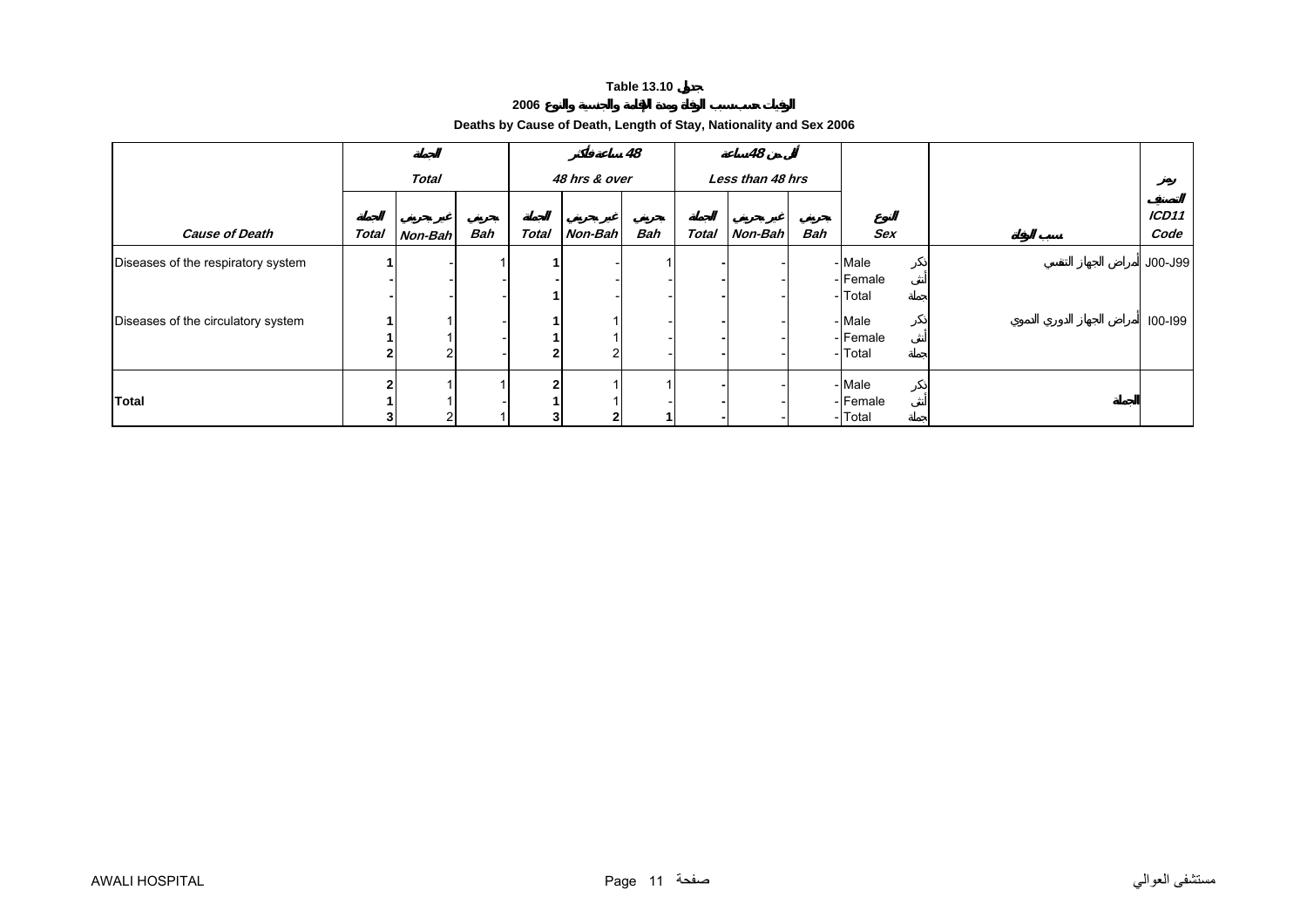# Table 13.10 جدول

## 2006 الوفيات حسب سبب الوفاة ومدة الإقامة والجنسية والنوع

## Deaths by Cause of Death, Length of Stay, Nationality and Sex 2006

| | الجملة Total | | | 48 ساعة فأكثر 48 hrs & over | | | أقل من 48 ساعة Less than 48 hrs | | | | | | |
|---|---|---|---|---|---|---|---|---|---|---|---|---|---|
| **Cause of Death** | الجملة Total | غير بحريني Non-Bah | بحريني Bah | الجملة Total | غير بحريني Non-Bah | بحريني Bah | الجملة Total | غير بحريني Non-Bah | بحريني Bah | النوع Sex | | سبب الوفاة | رمز التصنيف ICD11 Code |
| Diseases of the respiratory system | **1** | - | 1 | **1** | - | 1 | **-** | - | - | Male | ذكر | أمراض الجهاز التنفسي | J00-J99 |
| | **-** | - | - | **-** | - | - | **-** | - | - | Female | أنثى | | |
| | **-** | - | - | **1** | - | - | **-** | - | - | Total | جملة | | |
| Diseases of the circulatory system | **1** | 1 | - | **1** | 1 | - | **-** | - | - | Male | ذكر | أمراض الجهاز الدوري الدموي | I00-I99 |
| | **1** | 1 | - | **1** | 1 | - | **-** | - | - | Female | أنثى | | |
| | **2** | 2 | - | **2** | 2 | - | **-** | - | - | Total | جملة | | |
| | **2** | 1 | 1 | **2** | 1 | 1 | **-** | - | - | Male | ذكر | | |
| **Total** | **1** | 1 | - | **1** | 1 | - | **-** | - | - | Female | أنثى | **الجملة** | |
| | **3** | 2 | 1 | **3** | **2** | **1** | **-** | - | - | Total | جملة | | |